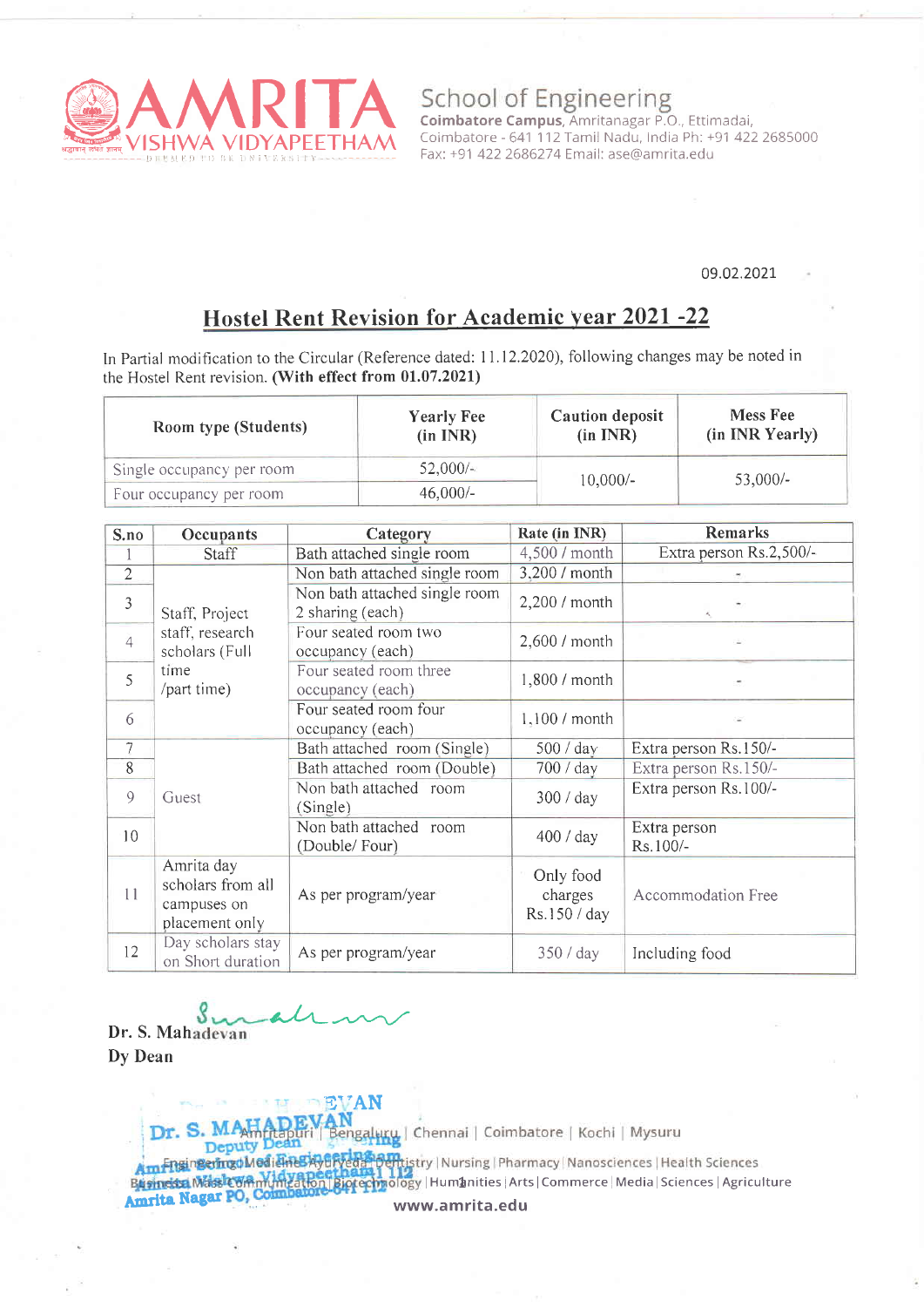AMRITA VISHWA VIDYAPEETHAM

DEEMED TO BE UNIVERSITY

School of Engineering

**Coimbatore Campus**, Amritanagar P.O., Ettimadai, Coimbatore - 641 112 Tamil Nadu, India Ph: +91 422 2685000 Fax: +91 422 2686274 Email: ase@amrita.edu

09.02.2021

# Hostel Rent Revision for Academic year 2021 -22

In Partial modification to the Circular (Reference dated: 11.12.2020), following changes may be noted in the Hostel Rent revision. **(With effect from 01.07.2021)**

| Room type (Students) | Yearly Fee (in INR) | Caution deposit (in INR) | Mess Fee (in INR Yearly) |
|---|---|---|---|
| Single occupancy per room | 52,000/- | 10,000/- | 53,000/- |
| Four occupancy per room | 46,000/- | | |

| S.no | Occupants | Category | Rate (in INR) | Remarks |
|---|---|---|---|---|
| 1 | Staff | Bath attached single room | 4,500 / month | Extra person Rs.2,500/- |
| 2 | Staff, Project staff, research scholars (Full time /part time) | Non bath attached single room | 3,200 / month | - |
| 3 | | Non bath attached single room 2 sharing (each) | 2,200 / month | - |
| 4 | | Four seated room two occupancy (each) | 2,600 / month | - |
| 5 | | Four seated room three occupancy (each) | 1,800 / month | - |
| 6 | | Four seated room four occupancy (each) | 1,100 / month | - |
| 7 | Guest | Bath attached room (Single) | 500 / day | Extra person Rs.150/- |
| 8 | | Bath attached room (Double) | 700 / day | Extra person Rs.150/- |
| 9 | | Non bath attached room (Single) | 300 / day | Extra person Rs.100/- |
| 10 | | Non bath attached room (Double/ Four) | 400 / day | Extra person Rs.100/- |
| 11 | Amrita day scholars from all campuses on placement only | As per program/year | Only food charges Rs.150 / day | Accommodation Free |
| 12 | Day scholars stay on Short duration | As per program/year | 350 / day | Including food |

Dr. S. Mahadevan

Dy Dean

Dr. S. MAHADEVAN
Deputy Dean
Amrita School of Engineering
Amrita Vishwa Vidyapeetham
Amrita Nagar PO, Coimbatore-641 112

Amritapuri | Bengaluru | Chennai | Coimbatore | Kochi | Mysuru

Engineering | Medicine | Ayurveda | Dentistry | Nursing | Pharmacy | Nanosciences | Health Sciences
Business | Mass Communication | Biotechnology | Humanities | Arts | Commerce | Media | Sciences | Agriculture

www.amrita.edu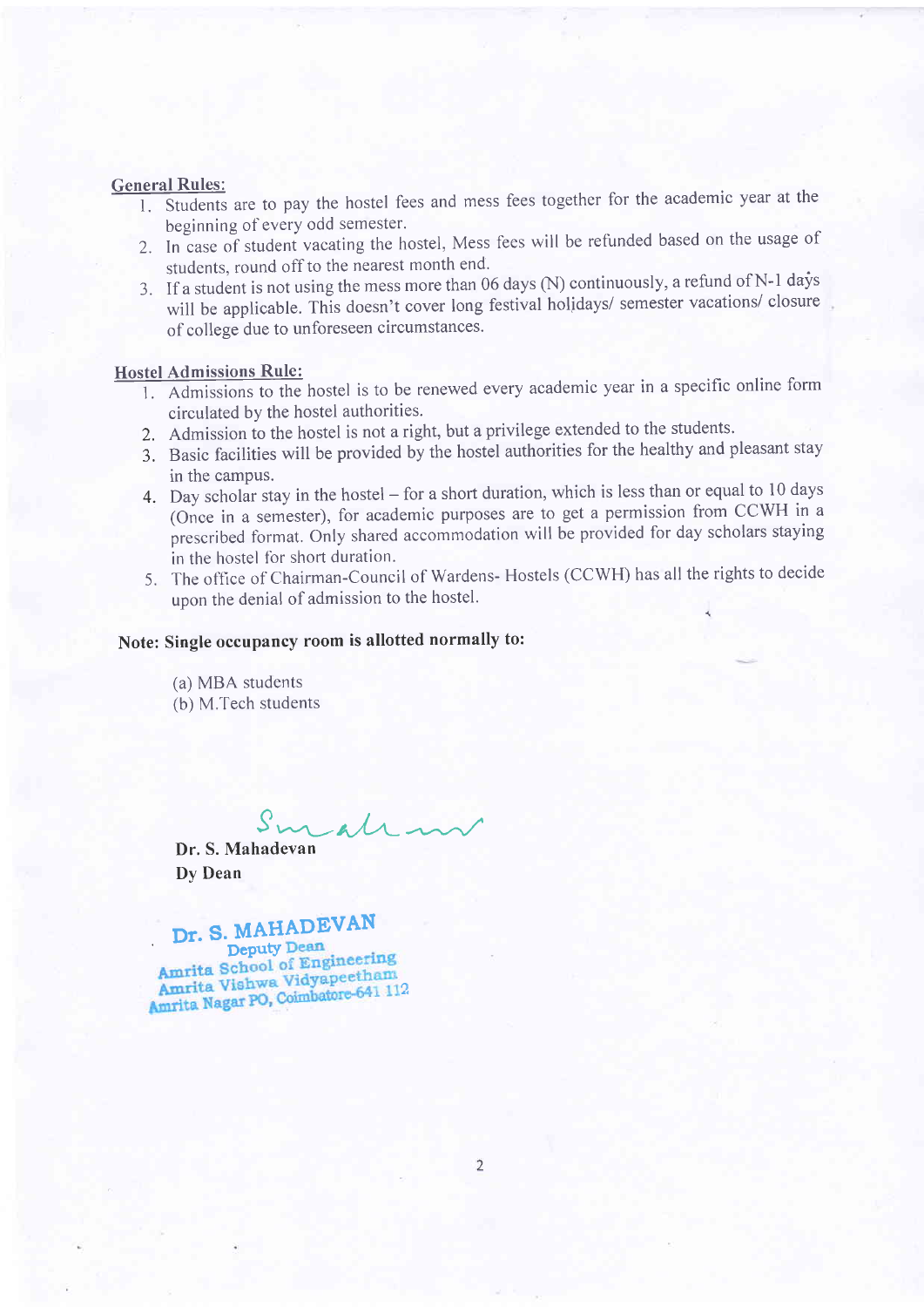**General Rules:**

1. Students are to pay the hostel fees and mess fees together for the academic year at the beginning of every odd semester.
2. In case of student vacating the hostel, Mess fees will be refunded based on the usage of students, round off to the nearest month end.
3. If a student is not using the mess more than 06 days (N) continuously, a refund of N-1 days will be applicable. This doesn't cover long festival holidays/ semester vacations/ closure of college due to unforeseen circumstances.

**Hostel Admissions Rule:**

1. Admissions to the hostel is to be renewed every academic year in a specific online form circulated by the hostel authorities.
2. Admission to the hostel is not a right, but a privilege extended to the students.
3. Basic facilities will be provided by the hostel authorities for the healthy and pleasant stay in the campus.
4. Day scholar stay in the hostel – for a short duration, which is less than or equal to 10 days (Once in a semester), for academic purposes are to get a permission from CCWH in a prescribed format. Only shared accommodation will be provided for day scholars staying in the hostel for short duration.
5. The office of Chairman-Council of Wardens- Hostels (CCWH) has all the rights to decide upon the denial of admission to the hostel.

**Note: Single occupancy room is allotted normally to:**

(a) MBA students
(b) M.Tech students

**Dr. S. Mahadevan**
**Dy Dean**

Dr. S. MAHADEVAN
Deputy Dean
Amrita School of Engineering
Amrita Vishwa Vidyapeetham
Amrita Nagar PO, Coimbatore-641 112